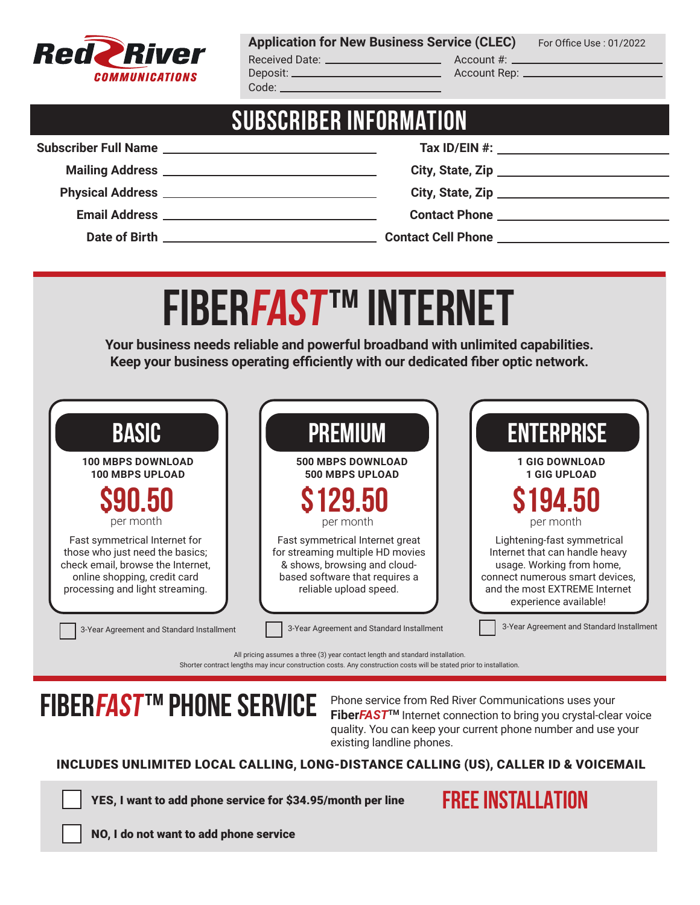**Red River COMMUNICATIONS**

**Application for New Business Service (CLEC)** For Office Use : 01/2022

Received Date: ____________ Account #: ____________

Deposit: ____________ Account Rep: ____________

Code: ____________

## SUBSCRIBER INFORMATION

| | | | |
|---|---|---|---|
| **Subscriber Full Name** | ____________ | **Tax ID/EIN #:** | ____________ |
| **Mailing Address** | ____________ | **City, State, Zip** | ____________ |
| **Physical Address** | ____________ | **City, State, Zip** | ____________ |
| **Email Address** | ____________ | **Contact Phone** | ____________ |
| **Date of Birth** | ____________ | **Contact Cell Phone** | ____________ |

# FIBER*FAST*™ INTERNET

**Your business needs reliable and powerful broadband with unlimited capabilities. Keep your business operating efficiently with our dedicated fiber optic network.**

### BASIC

**100 MBPS DOWNLOAD**
**100 MBPS UPLOAD**

**$90.50**
per month

Fast symmetrical Internet for those who just need the basics; check email, browse the Internet, online shopping, credit card processing and light streaming.

☐ 3-Year Agreement and Standard Installment

### PREMIUM

**500 MBPS DOWNLOAD**
**500 MBPS UPLOAD**

**$129.50**
per month

Fast symmetrical Internet great for streaming multiple HD movies & shows, browsing and cloud-based software that requires a reliable upload speed.

☐ 3-Year Agreement and Standard Installment

### ENTERPRISE

**1 GIG DOWNLOAD**
**1 GIG UPLOAD**

**$194.50**
per month

Lightening-fast symmetrical Internet that can handle heavy usage. Working from home, connect numerous smart devices, and the most EXTREME Internet experience available!

☐ 3-Year Agreement and Standard Installment

All pricing assumes a three (3) year contact length and standard installation.
Shorter contract lengths may incur construction costs. Any construction costs will be stated prior to installation.

# FIBER*FAST*™ PHONE SERVICE

Phone service from Red River Communications uses your **Fiber*FAST*™** Internet connection to bring you crystal-clear voice quality. You can keep your current phone number and use your existing landline phones.

**INCLUDES UNLIMITED LOCAL CALLING, LONG-DISTANCE CALLING (US), CALLER ID & VOICEMAIL**

☐ **YES, I want to add phone service for $34.95/month per line**

**FREE INSTALLATION**

☐ **NO, I do not want to add phone service**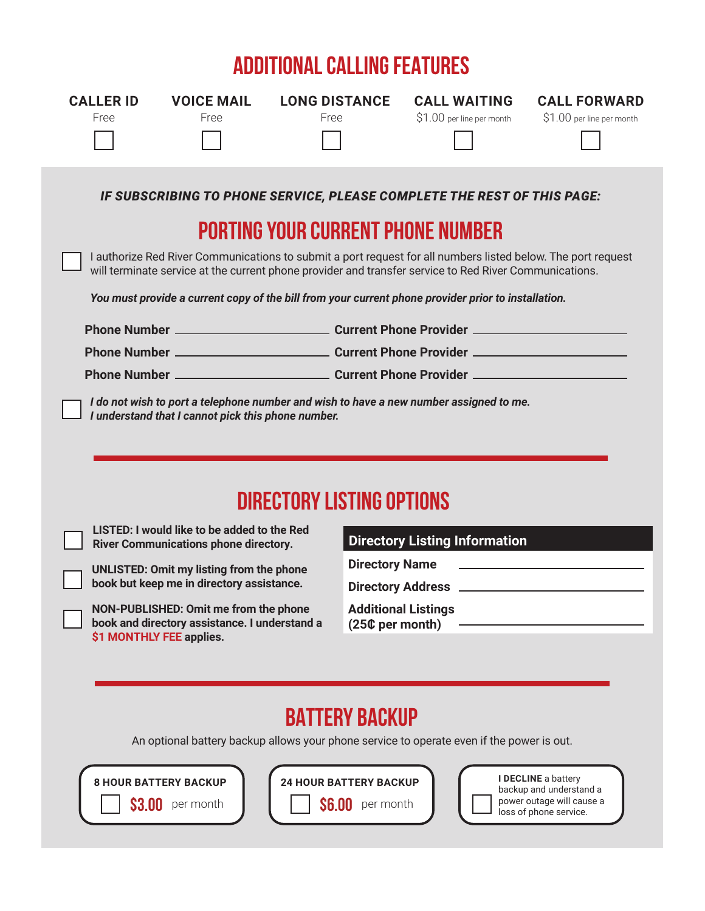## ADDITIONAL CALLING FEATURES

| CALLER ID | VOICE MAIL | LONG DISTANCE | CALL WAITING | CALL FORWARD |
|---|---|---|---|---|
| Free | Free | Free | $1.00 per line per month | $1.00 per line per month |
| ☐ | ☐ | ☐ | ☐ | ☐ |

***IF SUBSCRIBING TO PHONE SERVICE, PLEASE COMPLETE THE REST OF THIS PAGE:***

## PORTING YOUR CURRENT PHONE NUMBER

☐ I authorize Red River Communications to submit a port request for all numbers listed below. The port request will terminate service at the current phone provider and transfer service to Red River Communications.

***You must provide a current copy of the bill from your current phone provider prior to installation.***

**Phone Number** ______________________ **Current Phone Provider** ______________________

**Phone Number** ______________________ **Current Phone Provider** ______________________

**Phone Number** ______________________ **Current Phone Provider** ______________________

☐ ***I do not wish to port a telephone number and wish to have a new number assigned to me. I understand that I cannot pick this phone number.***

## DIRECTORY LISTING OPTIONS

☐ **LISTED: I would like to be added to the Red River Communications phone directory.**

☐ **UNLISTED: Omit my listing from the phone book but keep me in directory assistance.**

☐ **NON-PUBLISHED: Omit me from the phone book and directory assistance. I understand a $1 MONTHLY FEE applies.**

| Directory Listing Information | |
|---|---|
| **Directory Name** | ______________________ |
| **Directory Address** | ______________________ |
| **Additional Listings (25₵ per month)** | ______________________ |

## BATTERY BACKUP

An optional battery backup allows your phone service to operate even if the power is out.

**8 HOUR BATTERY BACKUP**
☐ **$3.00** per month

**24 HOUR BATTERY BACKUP**
☐ **$6.00** per month

☐ **I DECLINE** a battery backup and understand a power outage will cause a loss of phone service.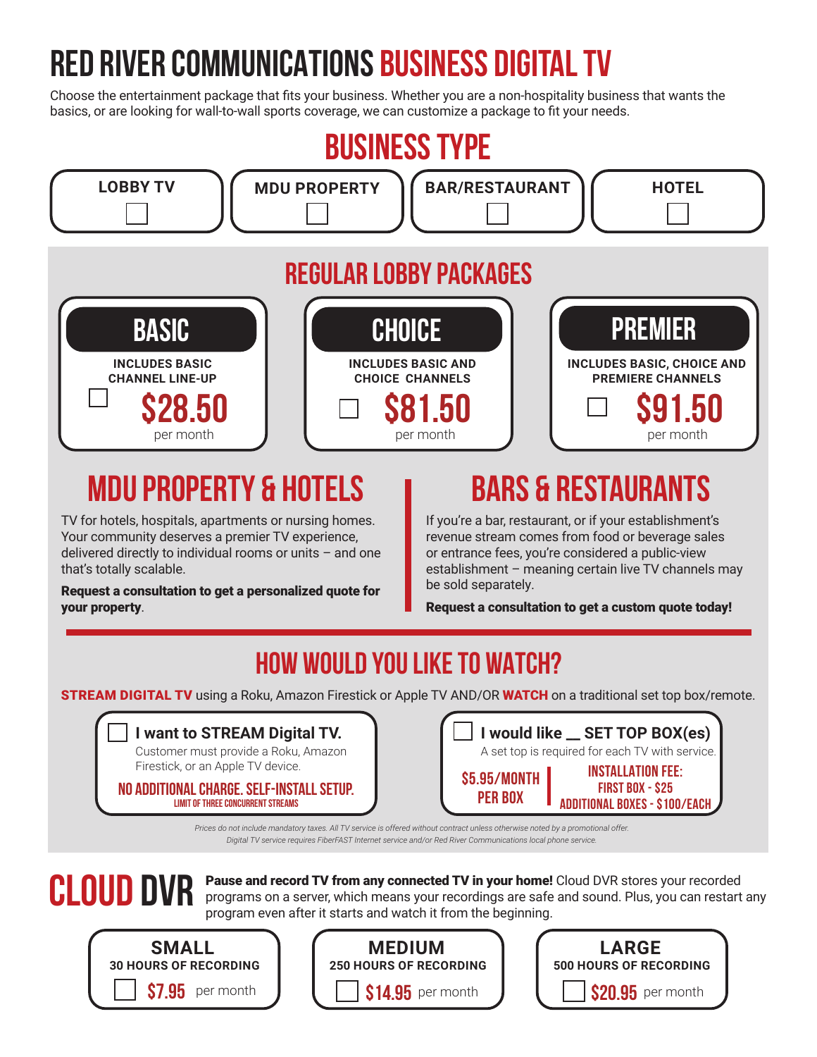# RED RIVER COMMUNICATIONS BUSINESS DIGITAL TV

Choose the entertainment package that fits your business. Whether you are a non-hospitality business that wants the basics, or are looking for wall-to-wall sports coverage, we can customize a package to fit your needs.

## BUSINESS TYPE

- ☐ LOBBY TV
- ☐ MDU PROPERTY
- ☐ BAR/RESTAURANT
- ☐ HOTEL

## REGULAR LOBBY PACKAGES

| BASIC | CHOICE | PREMIER |
| --- | --- | --- |
| INCLUDES BASIC CHANNEL LINE-UP | INCLUDES BASIC AND CHOICE CHANNELS | INCLUDES BASIC, CHOICE AND PREMIERE CHANNELS |
| ☐ $28.50 per month | ☐ $81.50 per month | ☐ $91.50 per month |

## MDU PROPERTY & HOTELS

TV for hotels, hospitals, apartments or nursing homes. Your community deserves a premier TV experience, delivered directly to individual rooms or units – and one that's totally scalable.

**Request a consultation to get a personalized quote for your property**.

## BARS & RESTAURANTS

If you're a bar, restaurant, or if your establishment's revenue stream comes from food or beverage sales or entrance fees, you're considered a public-view establishment – meaning certain live TV channels may be sold separately.

**Request a consultation to get a custom quote today!**

## HOW WOULD YOU LIKE TO WATCH?

**STREAM DIGITAL TV** using a Roku, Amazon Firestick or Apple TV AND/OR **WATCH** on a traditional set top box/remote.

☐ **I want to STREAM Digital TV.**
Customer must provide a Roku, Amazon Firestick, or an Apple TV device.
**NO ADDITIONAL CHARGE. SELF-INSTALL SETUP.**
LIMIT OF THREE CONCURRENT STREAMS

☐ **I would like __ SET TOP BOX(es)**
A set top is required for each TV with service.
**$5.95/MONTH PER BOX**
**INSTALLATION FEE:**
FIRST BOX - $25
ADDITIONAL BOXES - $100/EACH

*Prices do not include mandatory taxes. All TV service is offered without contract unless otherwise noted by a promotional offer. Digital TV service requires FiberFAST Internet service and/or Red River Communications local phone service.*

## CLOUD DVR

**Pause and record TV from any connected TV in your home!** Cloud DVR stores your recorded programs on a server, which means your recordings are safe and sound. Plus, you can restart any program even after it starts and watch it from the beginning.

| SMALL | MEDIUM | LARGE |
| --- | --- | --- |
| 30 HOURS OF RECORDING | 250 HOURS OF RECORDING | 500 HOURS OF RECORDING |
| ☐ $7.95 per month | ☐ $14.95 per month | ☐ $20.95 per month |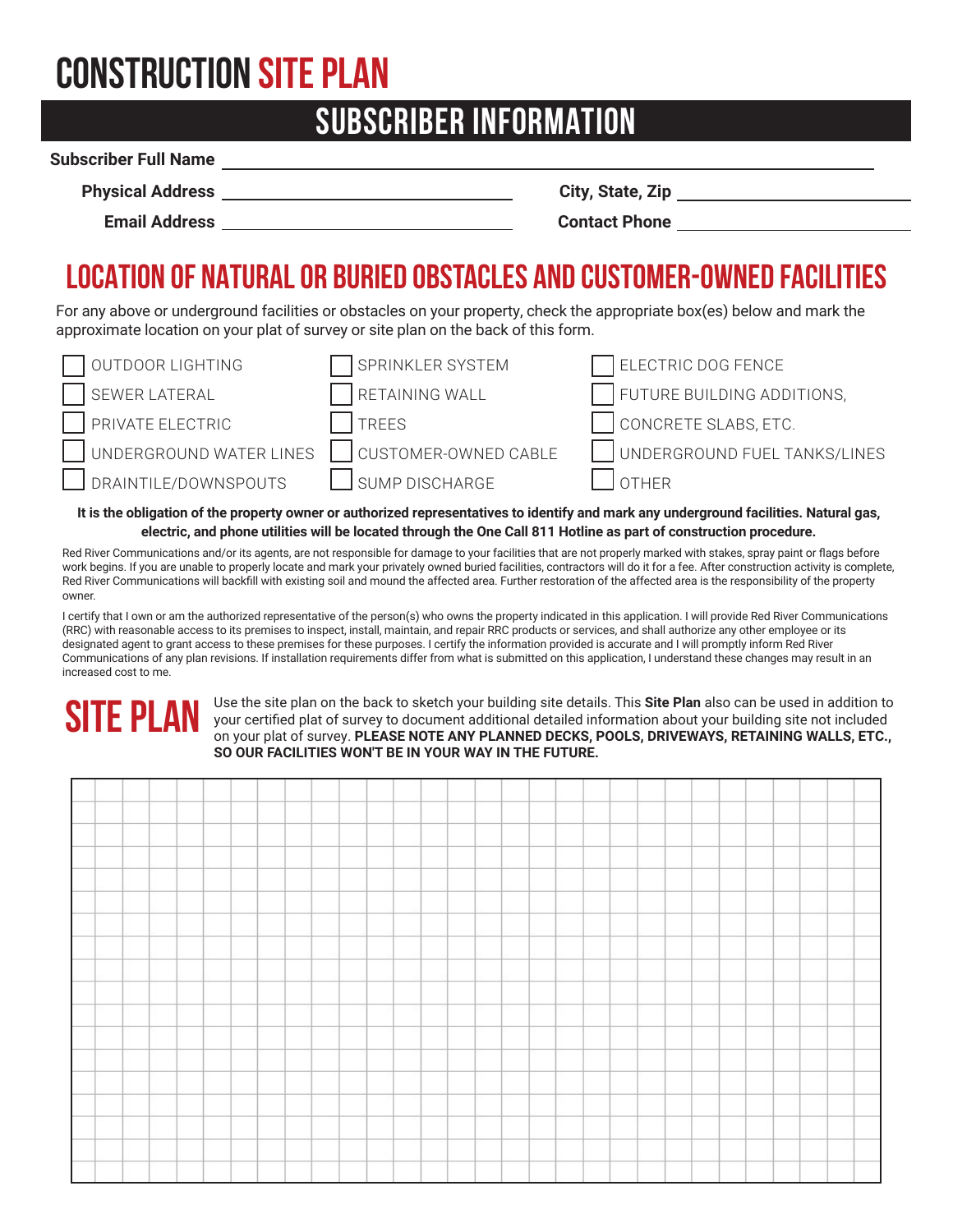# CONSTRUCTION SITE PLAN

## SUBSCRIBER INFORMATION

**Subscriber Full Name** ______________________________

**Physical Address** ______________________________ **City, State, Zip** ______________________________

**Email Address** ______________________________ **Contact Phone** ______________________________

## LOCATION OF NATURAL OR BURIED OBSTACLES AND CUSTOMER-OWNED FACILITIES

For any above or underground facilities or obstacles on your property, check the appropriate box(es) below and mark the approximate location on your plat of survey or site plan on the back of this form.

- ☐ OUTDOOR LIGHTING
- ☐ SEWER LATERAL
- ☐ PRIVATE ELECTRIC
- ☐ UNDERGROUND WATER LINES
- ☐ DRAINTILE/DOWNSPOUTS
- ☐ SPRINKLER SYSTEM
- ☐ RETAINING WALL
- ☐ TREES
- ☐ CUSTOMER-OWNED CABLE
- ☐ SUMP DISCHARGE
- ☐ ELECTRIC DOG FENCE
- ☐ FUTURE BUILDING ADDITIONS,
- ☐ CONCRETE SLABS, ETC.
- ☐ UNDERGROUND FUEL TANKS/LINES
- ☐ OTHER

**It is the obligation of the property owner or authorized representatives to identify and mark any underground facilities. Natural gas, electric, and phone utilities will be located through the One Call 811 Hotline as part of construction procedure.**

Red River Communications and/or its agents, are not responsible for damage to your facilities that are not properly marked with stakes, spray paint or flags before work begins. If you are unable to properly locate and mark your privately owned buried facilities, contractors will do it for a fee. After construction activity is complete, Red River Communications will backfill with existing soil and mound the affected area. Further restoration of the affected area is the responsibility of the property owner.

I certify that I own or am the authorized representative of the person(s) who owns the property indicated in this application. I will provide Red River Communications (RRC) with reasonable access to its premises to inspect, install, maintain, and repair RRC products or services, and shall authorize any other employee or its designated agent to grant access to these premises for these purposes. I certify the information provided is accurate and I will promptly inform Red River Communications of any plan revisions. If installation requirements differ from what is submitted on this application, I understand these changes may result in an increased cost to me.

## SITE PLAN

Use the site plan on the back to sketch your building site details. This **Site Plan** also can be used in addition to your certified plat of survey to document additional detailed information about your building site not included on your plat of survey. **PLEASE NOTE ANY PLANNED DECKS, POOLS, DRIVEWAYS, RETAINING WALLS, ETC., SO OUR FACILITIES WON'T BE IN YOUR WAY IN THE FUTURE.**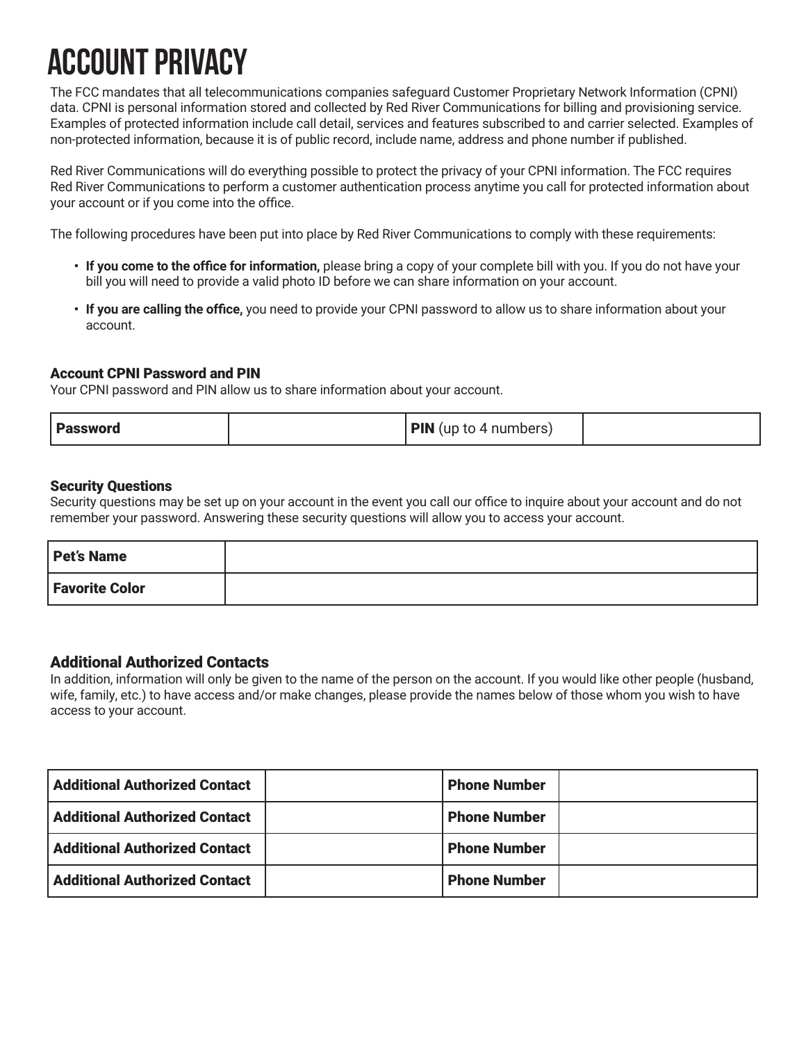# ACCOUNT PRIVACY

The FCC mandates that all telecommunications companies safeguard Customer Proprietary Network Information (CPNI) data. CPNI is personal information stored and collected by Red River Communications for billing and provisioning service. Examples of protected information include call detail, services and features subscribed to and carrier selected. Examples of non-protected information, because it is of public record, include name, address and phone number if published.

Red River Communications will do everything possible to protect the privacy of your CPNI information. The FCC requires Red River Communications to perform a customer authentication process anytime you call for protected information about your account or if you come into the office.

The following procedures have been put into place by Red River Communications to comply with these requirements:

- **If you come to the office for information,** please bring a copy of your complete bill with you. If you do not have your bill you will need to provide a valid photo ID before we can share information on your account.
- **If you are calling the office,** you need to provide your CPNI password to allow us to share information about your account.

### Account CPNI Password and PIN

Your CPNI password and PIN allow us to share information about your account.

| **Password** | | **PIN** (up to 4 numbers) | |
|---|---|---|---|

### Security Questions

Security questions may be set up on your account in the event you call our office to inquire about your account and do not remember your password. Answering these security questions will allow you to access your account.

| **Pet's Name** | |
|---|---|
| **Favorite Color** | |

### Additional Authorized Contacts

In addition, information will only be given to the name of the person on the account. If you would like other people (husband, wife, family, etc.) to have access and/or make changes, please provide the names below of those whom you wish to have access to your account.

| **Additional Authorized Contact** | | **Phone Number** | |
|---|---|---|---|
| **Additional Authorized Contact** | | **Phone Number** | |
| **Additional Authorized Contact** | | **Phone Number** | |
| **Additional Authorized Contact** | | **Phone Number** | |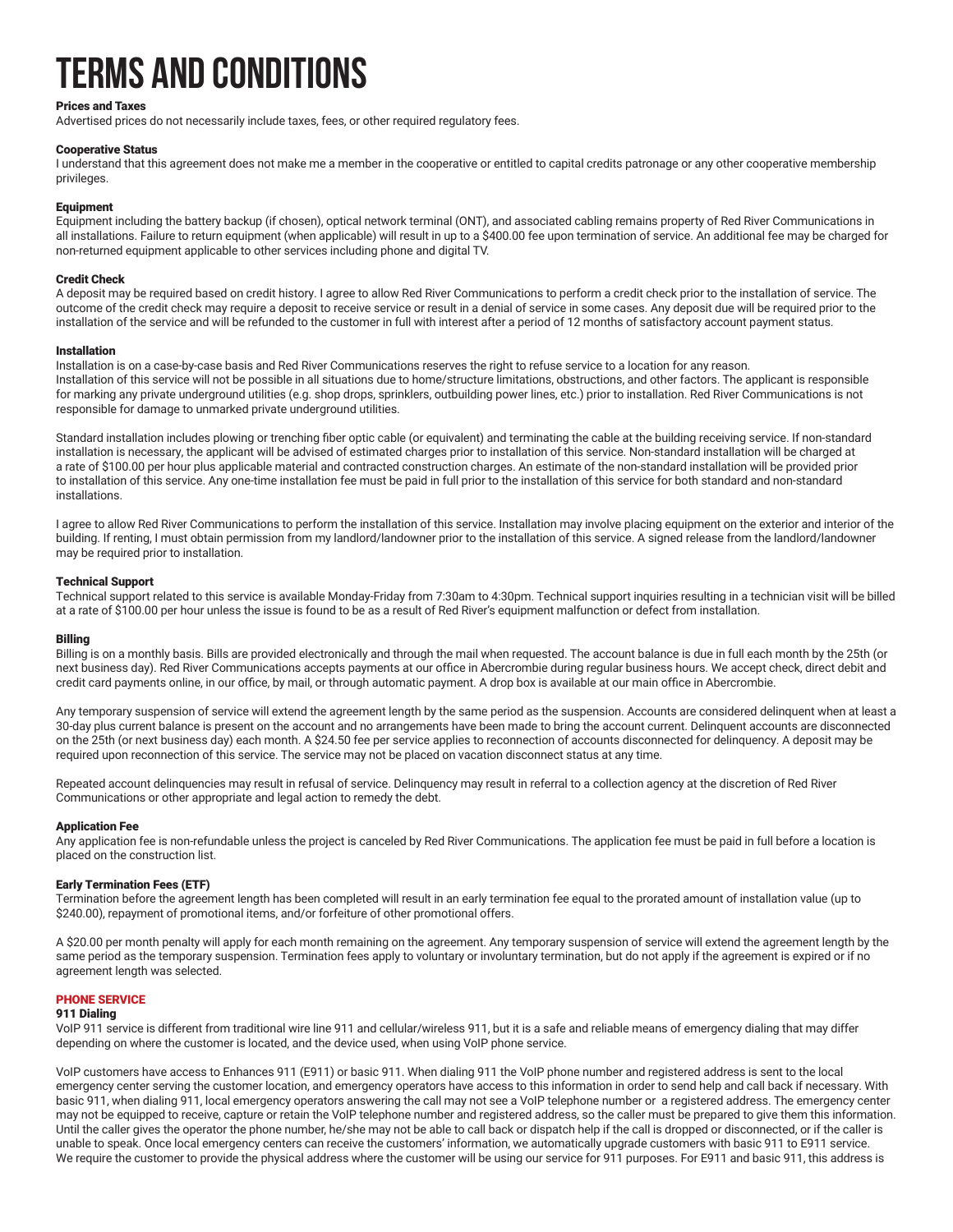# TERMS AND CONDITIONS

### Prices and Taxes

Advertised prices do not necessarily include taxes, fees, or other required regulatory fees.

### Cooperative Status

I understand that this agreement does not make me a member in the cooperative or entitled to capital credits patronage or any other cooperative membership privileges.

### Equipment

Equipment including the battery backup (if chosen), optical network terminal (ONT), and associated cabling remains property of Red River Communications in all installations. Failure to return equipment (when applicable) will result in up to a $400.00 fee upon termination of service. An additional fee may be charged for non-returned equipment applicable to other services including phone and digital TV.

### Credit Check

A deposit may be required based on credit history. I agree to allow Red River Communications to perform a credit check prior to the installation of service. The outcome of the credit check may require a deposit to receive service or result in a denial of service in some cases. Any deposit due will be required prior to the installation of the service and will be refunded to the customer in full with interest after a period of 12 months of satisfactory account payment status.

### Installation

Installation is on a case-by-case basis and Red River Communications reserves the right to refuse service to a location for any reason. Installation of this service will not be possible in all situations due to home/structure limitations, obstructions, and other factors. The applicant is responsible for marking any private underground utilities (e.g. shop drops, sprinklers, outbuilding power lines, etc.) prior to installation. Red River Communications is not responsible for damage to unmarked private underground utilities.

Standard installation includes plowing or trenching fiber optic cable (or equivalent) and terminating the cable at the building receiving service. If non-standard installation is necessary, the applicant will be advised of estimated charges prior to installation of this service. Non-standard installation will be charged at a rate of $100.00 per hour plus applicable material and contracted construction charges. An estimate of the non-standard installation will be provided prior to installation of this service. Any one-time installation fee must be paid in full prior to the installation of this service for both standard and non-standard installations.

I agree to allow Red River Communications to perform the installation of this service. Installation may involve placing equipment on the exterior and interior of the building. If renting, I must obtain permission from my landlord/landowner prior to the installation of this service. A signed release from the landlord/landowner may be required prior to installation.

### Technical Support

Technical support related to this service is available Monday-Friday from 7:30am to 4:30pm. Technical support inquiries resulting in a technician visit will be billed at a rate of $100.00 per hour unless the issue is found to be as a result of Red River's equipment malfunction or defect from installation.

### Billing

Billing is on a monthly basis. Bills are provided electronically and through the mail when requested. The account balance is due in full each month by the 25th (or next business day). Red River Communications accepts payments at our office in Abercrombie during regular business hours. We accept check, direct debit and credit card payments online, in our office, by mail, or through automatic payment. A drop box is available at our main office in Abercrombie.

Any temporary suspension of service will extend the agreement length by the same period as the suspension. Accounts are considered delinquent when at least a 30-day plus current balance is present on the account and no arrangements have been made to bring the account current. Delinquent accounts are disconnected on the 25th (or next business day) each month. A $24.50 fee per service applies to reconnection of accounts disconnected for delinquency. A deposit may be required upon reconnection of this service. The service may not be placed on vacation disconnect status at any time.

Repeated account delinquencies may result in refusal of service. Delinquency may result in referral to a collection agency at the discretion of Red River Communications or other appropriate and legal action to remedy the debt.

### Application Fee

Any application fee is non-refundable unless the project is canceled by Red River Communications. The application fee must be paid in full before a location is placed on the construction list.

### Early Termination Fees (ETF)

Termination before the agreement length has been completed will result in an early termination fee equal to the prorated amount of installation value (up to $240.00), repayment of promotional items, and/or forfeiture of other promotional offers.

A $20.00 per month penalty will apply for each month remaining on the agreement. Any temporary suspension of service will extend the agreement length by the same period as the temporary suspension. Termination fees apply to voluntary or involuntary termination, but do not apply if the agreement is expired or if no agreement length was selected.

## PHONE SERVICE

### 911 Dialing

VoIP 911 service is different from traditional wire line 911 and cellular/wireless 911, but it is a safe and reliable means of emergency dialing that may differ depending on where the customer is located, and the device used, when using VoIP phone service.

VoIP customers have access to Enhances 911 (E911) or basic 911. When dialing 911 the VoIP phone number and registered address is sent to the local emergency center serving the customer location, and emergency operators have access to this information in order to send help and call back if necessary. With basic 911, when dialing 911, local emergency operators answering the call may not see a VoIP telephone number or a registered address. The emergency center may not be equipped to receive, capture or retain the VoIP telephone number and registered address, so the caller must be prepared to give them this information. Until the caller gives the operator the phone number, he/she may not be able to call back or dispatch help if the call is dropped or disconnected, or if the caller is unable to speak. Once local emergency centers can receive the customers' information, we automatically upgrade customers with basic 911 to E911 service. We require the customer to provide the physical address where the customer will be using our service for 911 purposes. For E911 and basic 911, this address is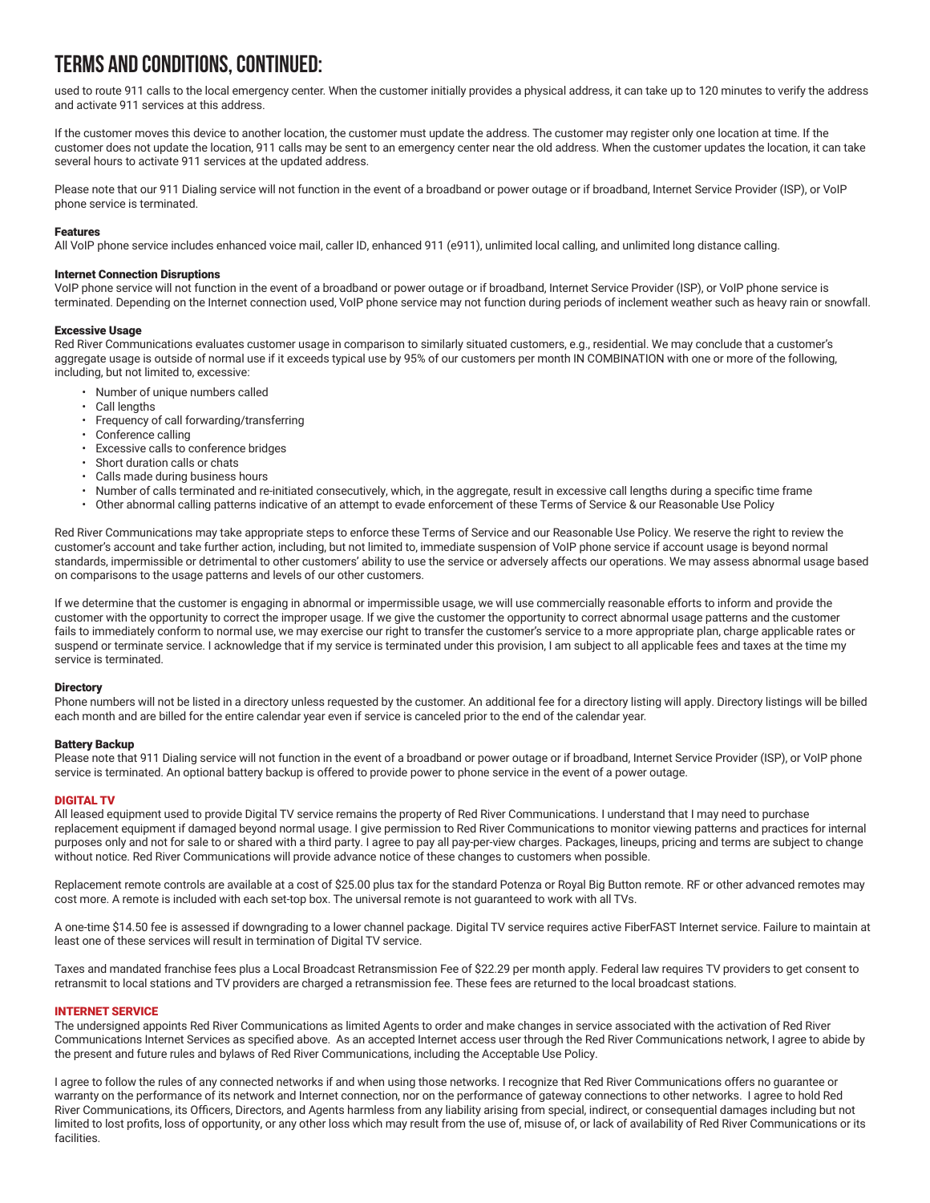# TERMS AND CONDITIONS, CONTINUED:

used to route 911 calls to the local emergency center. When the customer initially provides a physical address, it can take up to 120 minutes to verify the address and activate 911 services at this address.

If the customer moves this device to another location, the customer must update the address. The customer may register only one location at time. If the customer does not update the location, 911 calls may be sent to an emergency center near the old address. When the customer updates the location, it can take several hours to activate 911 services at the updated address.

Please note that our 911 Dialing service will not function in the event of a broadband or power outage or if broadband, Internet Service Provider (ISP), or VoIP phone service is terminated.

#### Features

All VoIP phone service includes enhanced voice mail, caller ID, enhanced 911 (e911), unlimited local calling, and unlimited long distance calling.

#### Internet Connection Disruptions

VoIP phone service will not function in the event of a broadband or power outage or if broadband, Internet Service Provider (ISP), or VoIP phone service is terminated. Depending on the Internet connection used, VoIP phone service may not function during periods of inclement weather such as heavy rain or snowfall.

#### Excessive Usage

Red River Communications evaluates customer usage in comparison to similarly situated customers, e.g., residential. We may conclude that a customer's aggregate usage is outside of normal use if it exceeds typical use by 95% of our customers per month IN COMBINATION with one or more of the following, including, but not limited to, excessive:

- Number of unique numbers called
- Call lengths
- Frequency of call forwarding/transferring
- Conference calling
- Excessive calls to conference bridges
- Short duration calls or chats
- Calls made during business hours
- Number of calls terminated and re-initiated consecutively, which, in the aggregate, result in excessive call lengths during a specific time frame
- Other abnormal calling patterns indicative of an attempt to evade enforcement of these Terms of Service & our Reasonable Use Policy

Red River Communications may take appropriate steps to enforce these Terms of Service and our Reasonable Use Policy. We reserve the right to review the customer's account and take further action, including, but not limited to, immediate suspension of VoIP phone service if account usage is beyond normal standards, impermissible or detrimental to other customers' ability to use the service or adversely affects our operations. We may assess abnormal usage based on comparisons to the usage patterns and levels of our other customers.

If we determine that the customer is engaging in abnormal or impermissible usage, we will use commercially reasonable efforts to inform and provide the customer with the opportunity to correct the improper usage. If we give the customer the opportunity to correct abnormal usage patterns and the customer fails to immediately conform to normal use, we may exercise our right to transfer the customer's service to a more appropriate plan, charge applicable rates or suspend or terminate service. I acknowledge that if my service is terminated under this provision, I am subject to all applicable fees and taxes at the time my service is terminated.

#### Directory

Phone numbers will not be listed in a directory unless requested by the customer. An additional fee for a directory listing will apply. Directory listings will be billed each month and are billed for the entire calendar year even if service is canceled prior to the end of the calendar year.

#### Battery Backup

Please note that 911 Dialing service will not function in the event of a broadband or power outage or if broadband, Internet Service Provider (ISP), or VoIP phone service is terminated. An optional battery backup is offered to provide power to phone service in the event of a power outage.

### DIGITAL TV

All leased equipment used to provide Digital TV service remains the property of Red River Communications. I understand that I may need to purchase replacement equipment if damaged beyond normal usage. I give permission to Red River Communications to monitor viewing patterns and practices for internal purposes only and not for sale to or shared with a third party. I agree to pay all pay-per-view charges. Packages, lineups, pricing and terms are subject to change without notice. Red River Communications will provide advance notice of these changes to customers when possible.

Replacement remote controls are available at a cost of $25.00 plus tax for the standard Potenza or Royal Big Button remote. RF or other advanced remotes may cost more. A remote is included with each set-top box. The universal remote is not guaranteed to work with all TVs.

A one-time $14.50 fee is assessed if downgrading to a lower channel package. Digital TV service requires active FiberFAST Internet service. Failure to maintain at least one of these services will result in termination of Digital TV service.

Taxes and mandated franchise fees plus a Local Broadcast Retransmission Fee of $22.29 per month apply. Federal law requires TV providers to get consent to retransmit to local stations and TV providers are charged a retransmission fee. These fees are returned to the local broadcast stations.

### INTERNET SERVICE

The undersigned appoints Red River Communications as limited Agents to order and make changes in service associated with the activation of Red River Communications Internet Services as specified above. As an accepted Internet access user through the Red River Communications network, I agree to abide by the present and future rules and bylaws of Red River Communications, including the Acceptable Use Policy.

I agree to follow the rules of any connected networks if and when using those networks. I recognize that Red River Communications offers no guarantee or warranty on the performance of its network and Internet connection, nor on the performance of gateway connections to other networks. I agree to hold Red River Communications, its Officers, Directors, and Agents harmless from any liability arising from special, indirect, or consequential damages including but not limited to lost profits, loss of opportunity, or any other loss which may result from the use of, misuse of, or lack of availability of Red River Communications or its facilities.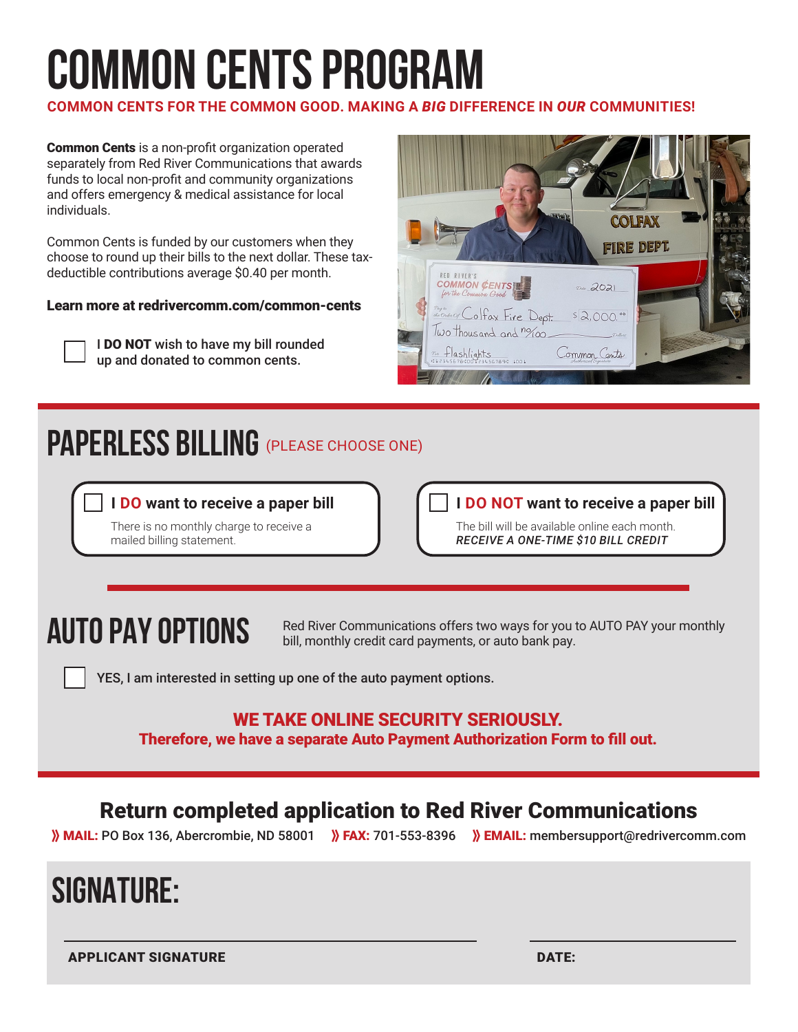# COMMON CENTS PROGRAM

**COMMON CENTS FOR THE COMMON GOOD. MAKING A *BIG* DIFFERENCE IN *OUR* COMMUNITIES!**

**Common Cents** is a non-profit organization operated separately from Red River Communications that awards funds to local non-profit and community organizations and offers emergency & medical assistance for local individuals.

Common Cents is funded by our customers when they choose to round up their bills to the next dollar. These tax-deductible contributions average $0.40 per month.

**Learn more at redrivercomm.com/common-cents**

☐ I **DO NOT** wish to have my bill rounded up and donated to common cents.

# PAPERLESS BILLING (PLEASE CHOOSE ONE)

☐ **I DO want to receive a paper bill**
There is no monthly charge to receive a mailed billing statement.

☐ **I DO NOT want to receive a paper bill**
The bill will be available online each month.
***RECEIVE A ONE-TIME $10 BILL CREDIT***

# AUTO PAY OPTIONS

Red River Communications offers two ways for you to AUTO PAY your monthly bill, monthly credit card payments, or auto bank pay.

☐ YES, I am interested in setting up one of the auto payment options.

**WE TAKE ONLINE SECURITY SERIOUSLY.**
**Therefore, we have a separate Auto Payment Authorization Form to fill out.**

## Return completed application to Red River Communications

**MAIL:** PO Box 136, Abercrombie, ND 58001 **FAX:** 701-553-8396 **EMAIL:** membersupport@redrivercomm.com

# SIGNATURE:

**APPLICANT SIGNATURE** ____________________ **DATE:** ____________